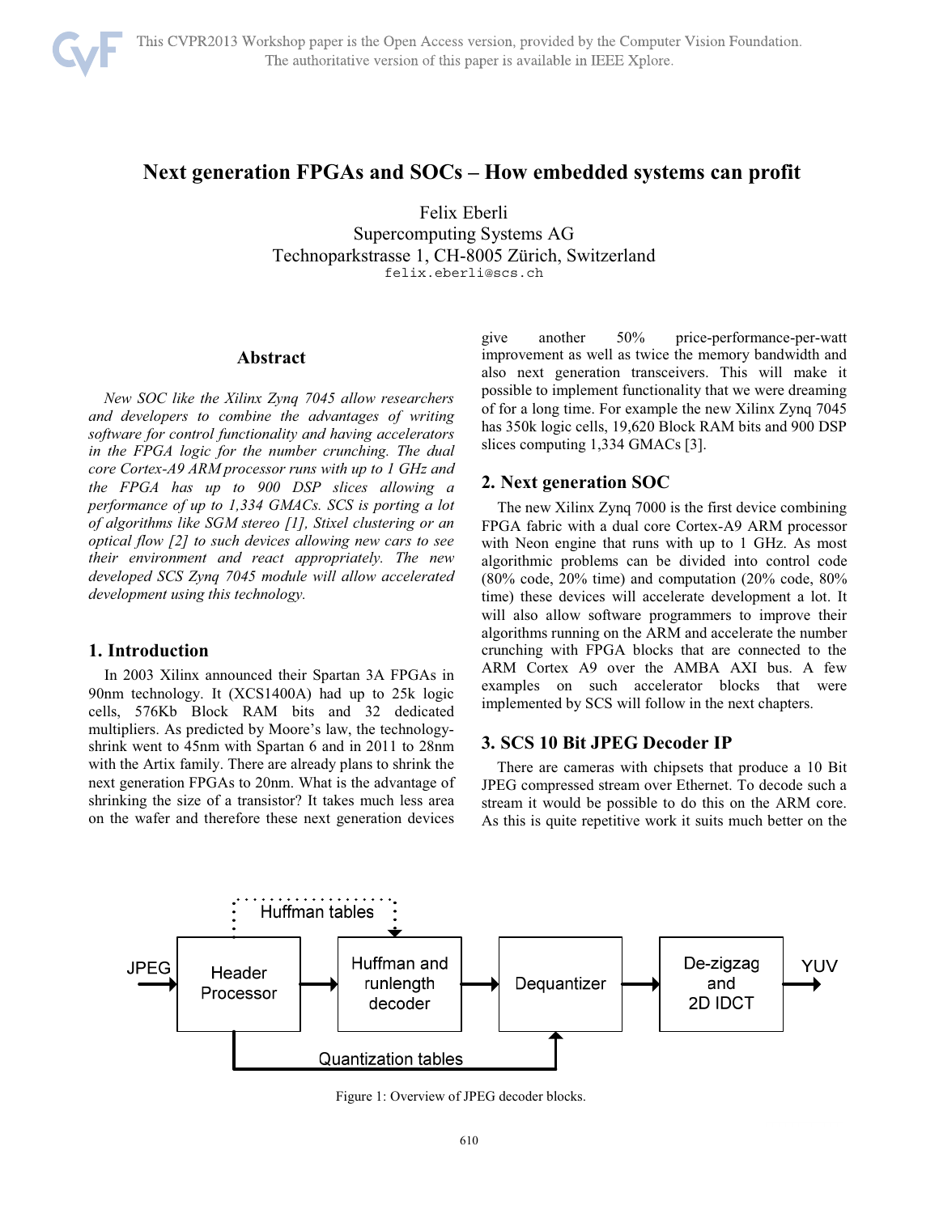# Next generation FPGAs and SOCs – How embedded systems can profit

Felix Eberli
Supercomputing Systems AG
Technoparkstrasse 1, CH-8005 Zürich, Switzerland
felix.eberli@scs.ch

## Abstract

*New SOC like the Xilinx Zynq 7045 allow researchers and developers to combine the advantages of writing software for control functionality and having accelerators in the FPGA logic for the number crunching. The dual core Cortex-A9 ARM processor runs with up to 1 GHz and the FPGA has up to 900 DSP slices allowing a performance of up to 1,334 GMACs. SCS is porting a lot of algorithms like SGM stereo [1], Stixel clustering or an optical flow [2] to such devices allowing new cars to see their environment and react appropriately. The new developed SCS Zynq 7045 module will allow accelerated development using this technology.*

## 1. Introduction

In 2003 Xilinx announced their Spartan 3A FPGAs in 90nm technology. It (XCS1400A) had up to 25k logic cells, 576Kb Block RAM bits and 32 dedicated multipliers. As predicted by Moore's law, the technology-shrink went to 45nm with Spartan 6 and in 2011 to 28nm with the Artix family. There are already plans to shrink the next generation FPGAs to 20nm. What is the advantage of shrinking the size of a transistor? It takes much less area on the wafer and therefore these next generation devices give another 50% price-performance-per-watt improvement as well as twice the memory bandwidth and also next generation transceivers. This will make it possible to implement functionality that we were dreaming of for a long time. For example the new Xilinx Zynq 7045 has 350k logic cells, 19,620 Block RAM bits and 900 DSP slices computing 1,334 GMACs [3].

## 2. Next generation SOC

The new Xilinx Zynq 7000 is the first device combining FPGA fabric with a dual core Cortex-A9 ARM processor with Neon engine that runs with up to 1 GHz. As most algorithmic problems can be divided into control code (80% code, 20% time) and computation (20% code, 80% time) these devices will accelerate development a lot. It will also allow software programmers to improve their algorithms running on the ARM and accelerate the number crunching with FPGA blocks that are connected to the ARM Cortex A9 over the AMBA AXI bus. A few examples on such accelerator blocks that were implemented by SCS will follow in the next chapters.

## 3. SCS 10 Bit JPEG Decoder IP

There are cameras with chipsets that produce a 10 Bit JPEG compressed stream over Ethernet. To decode such a stream it would be possible to do this on the ARM core. As this is quite repetitive work it suits much better on the

Huffman tables

JPEG

Header Processor

Huffman and runlength decoder

Dequantizer

De-zigzag and 2D IDCT

YUV

Quantization tables

Figure 1: Overview of JPEG decoder blocks.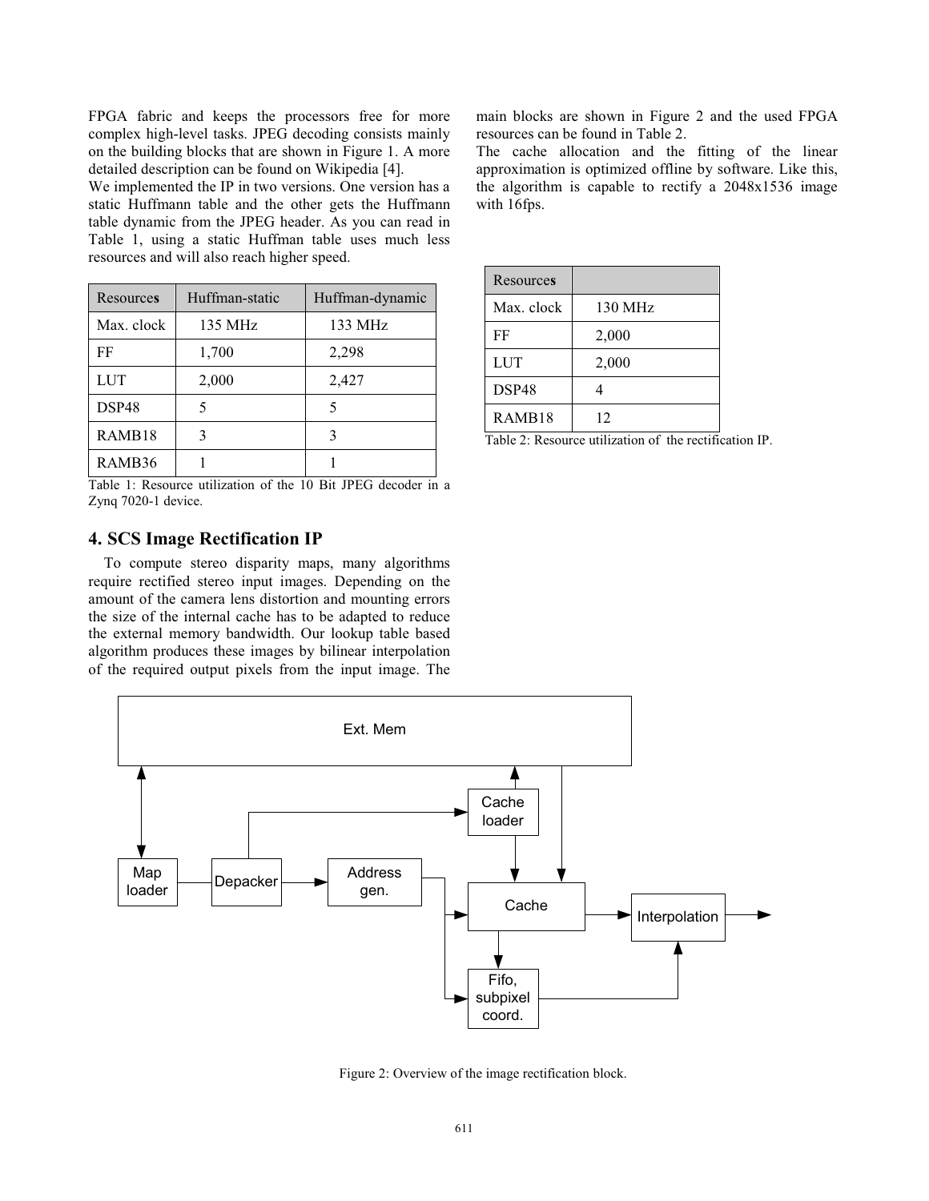FPGA fabric and keeps the processors free for more complex high-level tasks. JPEG decoding consists mainly on the building blocks that are shown in Figure 1. A more detailed description can be found on Wikipedia [4].

We implemented the IP in two versions. One version has a static Huffmann table and the other gets the Huffmann table dynamic from the JPEG header. As you can read in Table 1, using a static Huffman table uses much less resources and will also reach higher speed.

| Resources | Huffman-static | Huffman-dynamic |
|---|---|---|
| Max. clock | 135 MHz | 133 MHz |
| FF | 1,700 | 2,298 |
| LUT | 2,000 | 2,427 |
| DSP48 | 5 | 5 |
| RAMB18 | 3 | 3 |
| RAMB36 | 1 | 1 |

Table 1: Resource utilization of the 10 Bit JPEG decoder in a Zynq 7020-1 device.

## 4. SCS Image Rectification IP

To compute stereo disparity maps, many algorithms require rectified stereo input images. Depending on the amount of the camera lens distortion and mounting errors the size of the internal cache has to be adapted to reduce the external memory bandwidth. Our lookup table based algorithm produces these images by bilinear interpolation of the required output pixels from the input image. The main blocks are shown in Figure 2 and the used FPGA resources can be found in Table 2.

The cache allocation and the fitting of the linear approximation is optimized offline by software. Like this, the algorithm is capable to rectify a 2048x1536 image with 16fps.

| Resources | |
|---|---|
| Max. clock | 130 MHz |
| FF | 2,000 |
| LUT | 2,000 |
| DSP48 | 4 |
| RAMB18 | 12 |

Table 2: Resource utilization of the rectification IP.

Ext. Mem

Cache loader

Map loader

Depacker

Address gen.

Cache

Interpolation

Fifo, subpixel coord.

Figure 2: Overview of the image rectification block.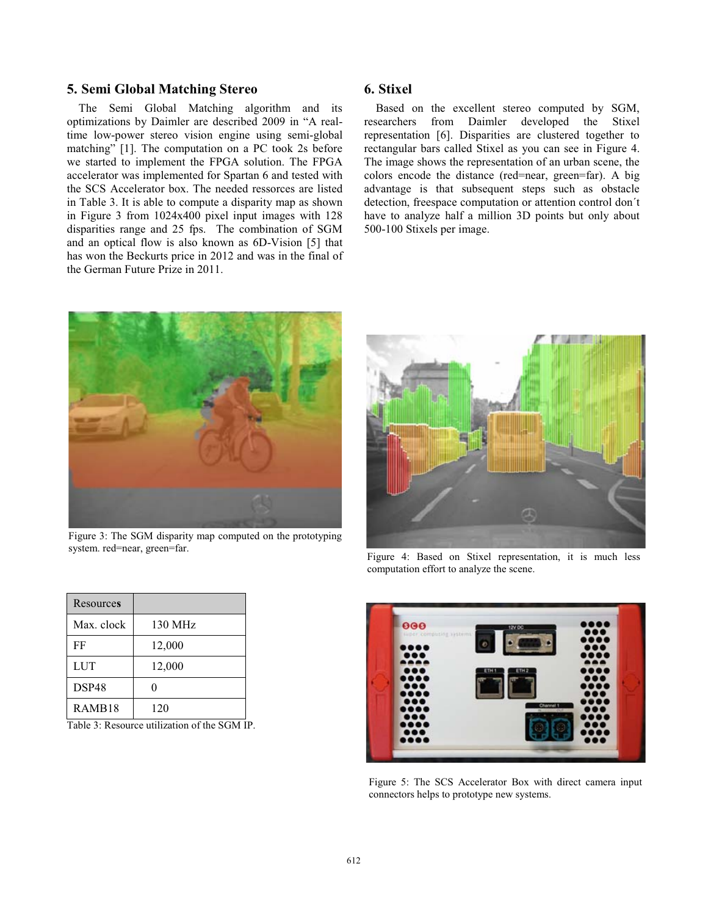## 5. Semi Global Matching Stereo

The Semi Global Matching algorithm and its optimizations by Daimler are described 2009 in "A real-time low-power stereo vision engine using semi-global matching" [1]. The computation on a PC took 2s before we started to implement the FPGA solution. The FPGA accelerator was implemented for Spartan 6 and tested with the SCS Accelerator box. The needed ressources are listed in Table 3. It is able to compute a disparity map as shown in Figure 3 from 1024x400 pixel input images with 128 disparities range and 25 fps. The combination of SGM and an optical flow is also known as 6D-Vision [5] that has won the Beckurts price in 2012 and was in the final of the German Future Prize in 2011.

Figure 3: The SGM disparity map computed on the prototyping system. red=near, green=far.

| Resources | |
|---|---|
| Max. clock | 130 MHz |
| FF | 12,000 |
| LUT | 12,000 |
| DSP48 | 0 |
| RAMB18 | 120 |

Table 3: Resource utilization of the SGM IP.

## 6. Stixel

Based on the excellent stereo computed by SGM, researchers from Daimler developed the Stixel representation [6]. Disparities are clustered together to rectangular bars called Stixel as you can see in Figure 4. The image shows the representation of an urban scene, the colors encode the distance (red=near, green=far). A big advantage is that subsequent steps such as obstacle detection, freespace computation or attention control don´t have to analyze half a million 3D points but only about 500-100 Stixels per image.

Figure 4: Based on Stixel representation, it is much less computation effort to analyze the scene.

Figure 5: The SCS Accelerator Box with direct camera input connectors helps to prototype new systems.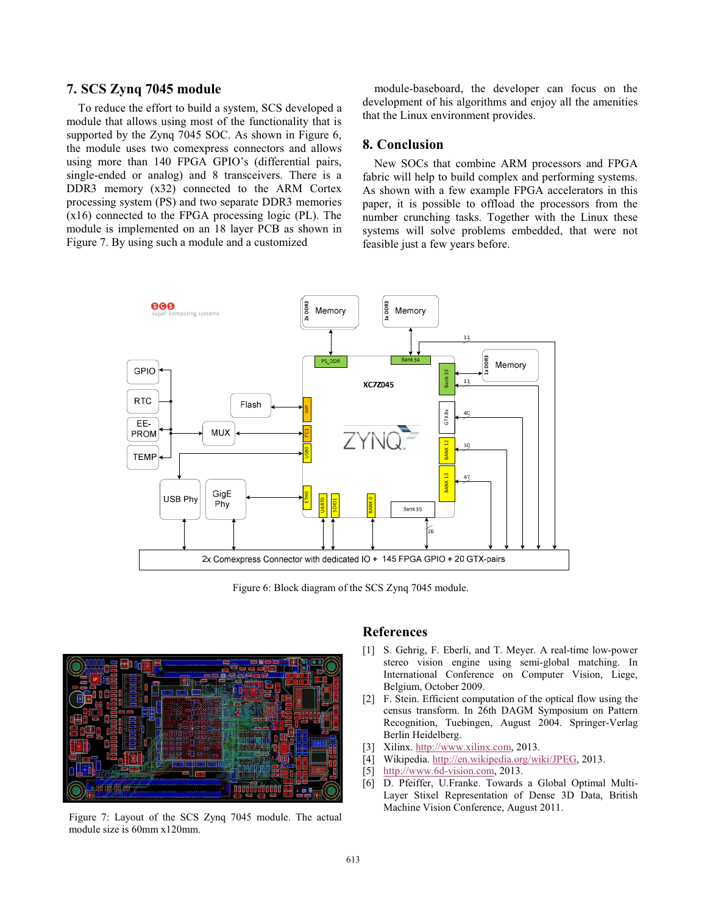## 7. SCS Zynq 7045 module

To reduce the effort to build a system, SCS developed a module that allows using most of the functionality that is supported by the Zynq 7045 SOC. As shown in Figure 6, the module uses two comexpress connectors and allows using more than 140 FPGA GPIO's (differential pairs, single-ended or analog) and 8 transceivers. There is a DDR3 memory (x32) connected to the ARM Cortex processing system (PS) and two separate DDR3 memories (x16) connected to the FPGA processing logic (PL). The module is implemented on an 18 layer PCB as shown in Figure 7. By using such a module and a customized module-baseboard, the developer can focus on the development of his algorithms and enjoy all the amenities that the Linux environment provides.

## 8. Conclusion

New SOCs that combine ARM processors and FPGA fabric will help to build complex and performing systems. As shown with a few example FPGA accelerators in this paper, it is possible to offload the processors from the number crunching tasks. Together with the Linux these systems will solve problems embedded, that were not feasible just a few years before.

SCS
super computing systems

2x DDR3 Memory
1x DDR3 Memory
1x DDR3 Memory
PS_DDR
Bank 34
Bank 33
XC7Z045
ZYNQ
GPIO
RTC
EE-PROM
TEMP
Flash
MUX
QSPI
I2C1
USB0
GTX8x
BANK 12
BANK 13
ETH0
UART0
SDIO1
BANK 0
Bank 35
USB Phy
GigE Phy
11
11
40
50
47
26
2x Comexpress Connector with dedicated IO + 145 FPGA GPIO + 20 GTX-pairs

Figure 6: Block diagram of the SCS Zynq 7045 module.

Figure 7: Layout of the SCS Zynq 7045 module. The actual module size is 60mm x120mm.

## References

[1] S. Gehrig, F. Eberli, and T. Meyer. A real-time low-power stereo vision engine using semi-global matching. In International Conference on Computer Vision, Liege, Belgium, October 2009.

[2] F. Stein. Efficient computation of the optical flow using the census transform. In 26th DAGM Symposium on Pattern Recognition, Tuebingen, August 2004. Springer-Verlag Berlin Heidelberg.

[3] Xilinx. http://www.xilinx.com, 2013.

[4] Wikipedia. http://en.wikipedia.org/wiki/JPEG, 2013.

[5] http://www.6d-vision.com, 2013.

[6] D. Pfeiffer, U.Franke. Towards a Global Optimal Multi-Layer Stixel Representation of Dense 3D Data, British Machine Vision Conference, August 2011.